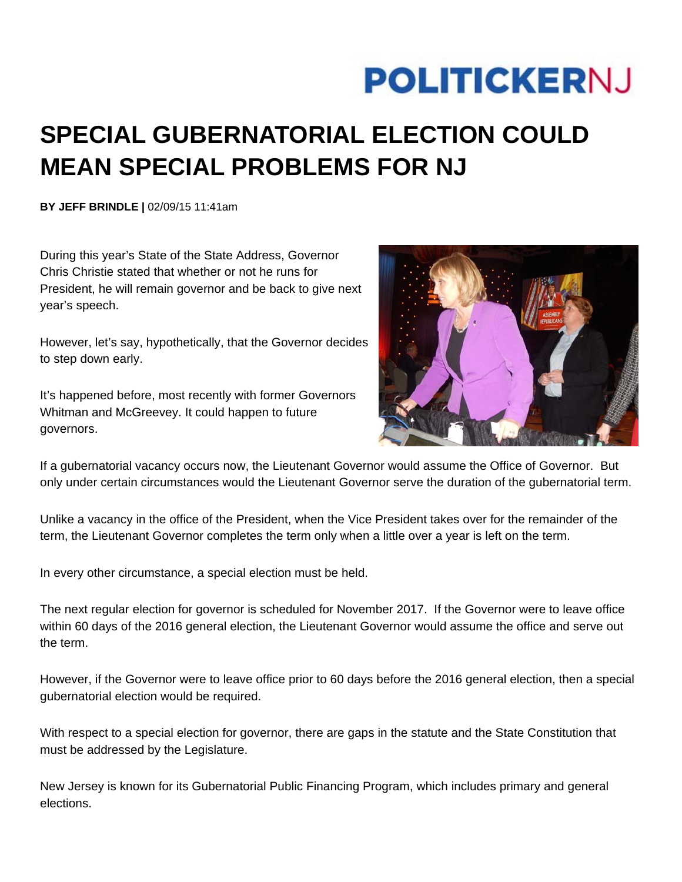# SPECIAL GUBERNATORIAL ELECTION COULD MEAN SPECIAL PROBLEMS FOR NJ

**BY JEFF BRINDLE |** 02/09/15 11:41am

During this year's State of the State Address, Governor Chris Christie stated that whether or not he runs for President, he will remain governor and be back to give next year's speech.

However, let's say, hypothetically, that the Governor decides to step down early.

It's happened before, most recently with former Governors Whitman and McGreevey. It could happen to future governors.

If a gubernatorial vacancy occurs now, the Lieutenant Governor would assume the Office of Governor. But only under certain circumstances would the Lieutenant Governor serve the duration of the gubernatorial term.

Unlike a vacancy in the office of the President, when the Vice President takes over for the remainder of the term, the Lieutenant Governor completes the term only when a little over a year is left on the term.

In every other circumstance, a special election must be held.

The next regular election for governor is scheduled for November 2017. If the Governor were to leave office within 60 days of the 2016 general election, the Lieutenant Governor would assume the office and serve out the term.

However, if the Governor were to leave office prior to 60 days before the 2016 general election, then a special gubernatorial election would be required.

With respect to a special election for governor, there are gaps in the statute and the State Constitution that must be addressed by the Legislature.

New Jersey is known for its Gubernatorial Public Financing Program, which includes primary and general elections.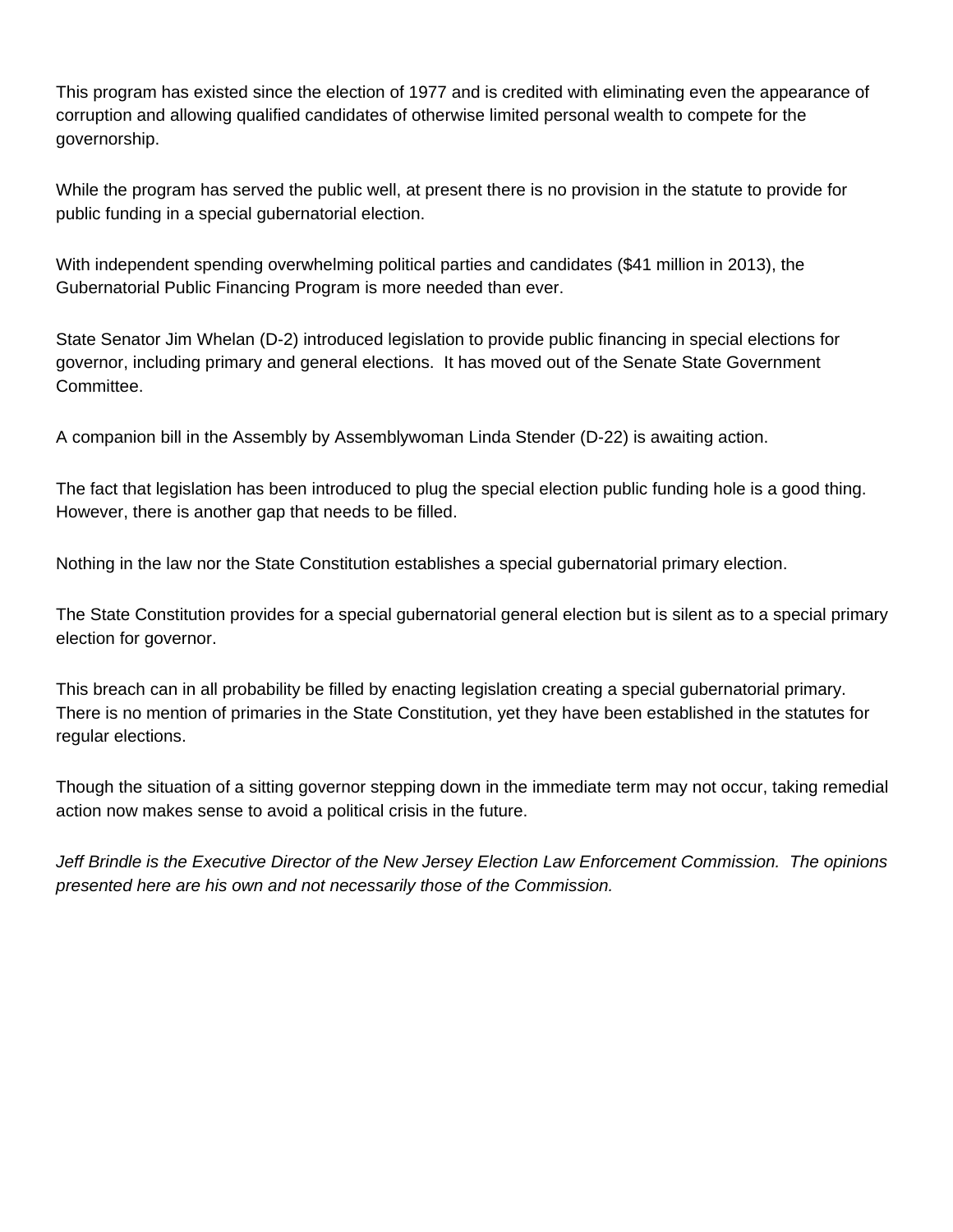This program has existed since the election of 1977 and is credited with eliminating even the appearance of corruption and allowing qualified candidates of otherwise limited personal wealth to compete for the governorship.

While the program has served the public well, at present there is no provision in the statute to provide for public funding in a special gubernatorial election.

With independent spending overwhelming political parties and candidates ($41 million in 2013), the Gubernatorial Public Financing Program is more needed than ever.

State Senator Jim Whelan (D-2) introduced legislation to provide public financing in special elections for governor, including primary and general elections. It has moved out of the Senate State Government Committee.

A companion bill in the Assembly by Assemblywoman Linda Stender (D-22) is awaiting action.

The fact that legislation has been introduced to plug the special election public funding hole is a good thing. However, there is another gap that needs to be filled.

Nothing in the law nor the State Constitution establishes a special gubernatorial primary election.

The State Constitution provides for a special gubernatorial general election but is silent as to a special primary election for governor.

This breach can in all probability be filled by enacting legislation creating a special gubernatorial primary. There is no mention of primaries in the State Constitution, yet they have been established in the statutes for regular elections.

Though the situation of a sitting governor stepping down in the immediate term may not occur, taking remedial action now makes sense to avoid a political crisis in the future.

*Jeff Brindle is the Executive Director of the New Jersey Election Law Enforcement Commission. The opinions presented here are his own and not necessarily those of the Commission.*